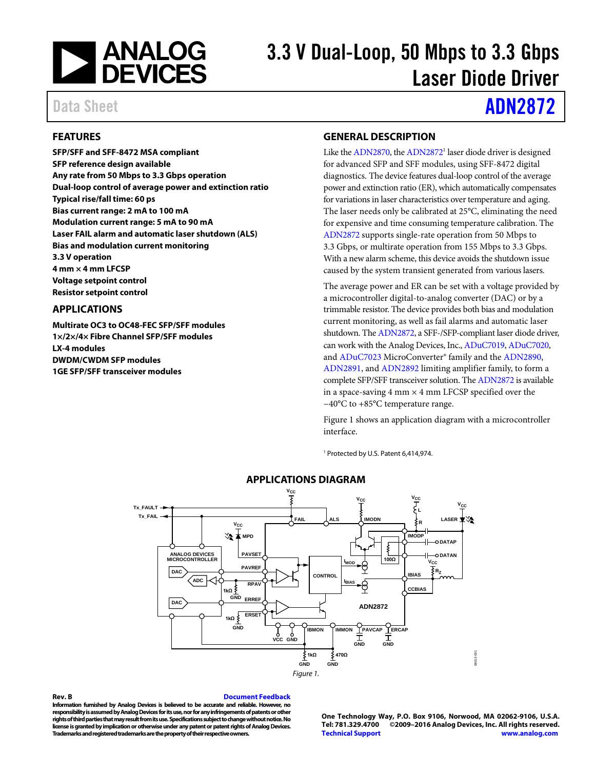# 3.3 V Dual-Loop, 50 Mbps to 3.3 Gbps Laser Diode Driver

Data Sheet

**ADN2872**

## FEATURES

**SFP/SFF and SFF-8472 MSA compliant**
**SFP reference design available**
**Any rate from 50 Mbps to 3.3 Gbps operation**
**Dual-loop control of average power and extinction ratio**
**Typical rise/fall time: 60 ps**
**Bias current range: 2 mA to 100 mA**
**Modulation current range: 5 mA to 90 mA**
**Laser FAIL alarm and automatic laser shutdown (ALS)**
**Bias and modulation current monitoring**
**3.3 V operation**
**4 mm × 4 mm LFCSP**
**Voltage setpoint control**
**Resistor setpoint control**

## APPLICATIONS

**Multirate OC3 to OC48-FEC SFP/SFF modules**
**1×/2×/4× Fibre Channel SFP/SFF modules**
**LX-4 modules**
**DWDM/CWDM SFP modules**
**1GE SFP/SFF transceiver modules**

## GENERAL DESCRIPTION

Like the ADN2870, the ADN2872[1] laser diode driver is designed for advanced SFP and SFF modules, using SFF-8472 digital diagnostics. The device features dual-loop control of the average power and extinction ratio (ER), which automatically compensates for variations in laser characteristics over temperature and aging. The laser needs only be calibrated at 25°C, eliminating the need for expensive and time consuming temperature calibration. The ADN2872 supports single-rate operation from 50 Mbps to 3.3 Gbps, or multirate operation from 155 Mbps to 3.3 Gbps. With a new alarm scheme, this device avoids the shutdown issue caused by the system transient generated from various lasers.

The average power and ER can be set with a voltage provided by a microcontroller digital-to-analog converter (DAC) or by a trimmable resistor. The device provides both bias and modulation current monitoring, as well as fail alarms and automatic laser shutdown. The ADN2872, a SFF-/SFP-compliant laser diode driver, can work with the Analog Devices, Inc., ADuC7019, ADuC7020, and ADuC7023 MicroConverter® family and the ADN2890, ADN2891, and ADN2892 limiting amplifier family, to form a complete SFP/SFF transceiver solution. The ADN2872 is available in a space-saving 4 mm × 4 mm LFCSP specified over the −40°C to +85°C temperature range.

Figure 1 shows an application diagram with a microcontroller interface.

[1] Protected by U.S. Patent 6,414,974.

## APPLICATIONS DIAGRAM

Tx_FAULT
Tx_FAIL
ANALOG DEVICES MICROCONTROLLER
DAC
ADC
DAC
VCC
MPD
PAVSET
PAVREF
RPAV
1kΩ
GND
ERREF
ERSET
1kΩ
GND
FAIL
ALS
VCC
IMODN
VCC
L
R
VCC
LASER
IMODP
DATAP
DATAN
100Ω
IMOD
IBIAS
CONTROL
IBIAS
VCC
RZ
CCBIAS
ADN2872
VCC
GND
IBMON
IMMON
PAVCAP
ERCAP
GND
GND
1kΩ
GND
470Ω
GND

Figure 1.

Rev. B

Document Feedback

Information furnished by Analog Devices is believed to be accurate and reliable. However, no responsibility is assumed by Analog Devices for its use, nor for any infringements of patents or other rights of third parties that may result from its use. Specifications subject to change without notice. No license is granted by implication or otherwise under any patent or patent rights of Analog Devices. Trademarks and registered trademarks are the property of their respective owners.

One Technology Way, P.O. Box 9106, Norwood, MA 02062-9106, U.S.A.
Tel: 781.329.4700 ©2009–2016 Analog Devices, Inc. All rights reserved.
Technical Support www.analog.com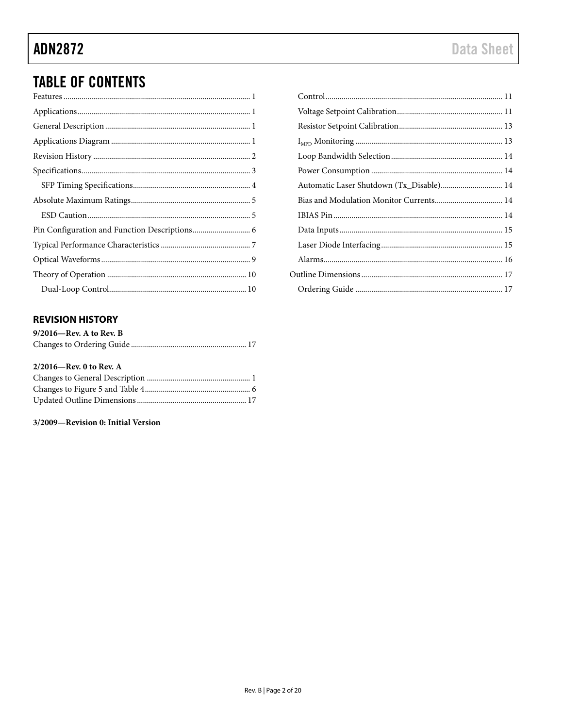## TABLE OF CONTENTS

Features ... 1
Applications ... 1
General Description ... 1
Applications Diagram ... 1
Revision History ... 2
Specifications ... 3
  SFP Timing Specifications ... 4
Absolute Maximum Ratings ... 5
  ESD Caution ... 5
Pin Configuration and Function Descriptions ... 6
Typical Performance Characteristics ... 7
Optical Waveforms ... 9
Theory of Operation ... 10
  Dual-Loop Control ... 10
  Control ... 11
  Voltage Setpoint Calibration ... 11
  Resistor Setpoint Calibration ... 13
  $I_{MPD}$ Monitoring ... 13
  Loop Bandwidth Selection ... 14
  Power Consumption ... 14
  Automatic Laser Shutdown (Tx_Disable) ... 14
  Bias and Modulation Monitor Currents ... 14
  IBIAS Pin ... 14
  Data Inputs ... 15
  Laser Diode Interfacing ... 15
  Alarms ... 16
Outline Dimensions ... 17
  Ordering Guide ... 17

### REVISION HISTORY

**9/2016—Rev. A to Rev. B**

Changes to Ordering Guide ... 17

**2/2016—Rev. 0 to Rev. A**

Changes to General Description ... 1
Changes to Figure 5 and Table 4 ... 6
Updated Outline Dimensions ... 17

**3/2009—Revision 0: Initial Version**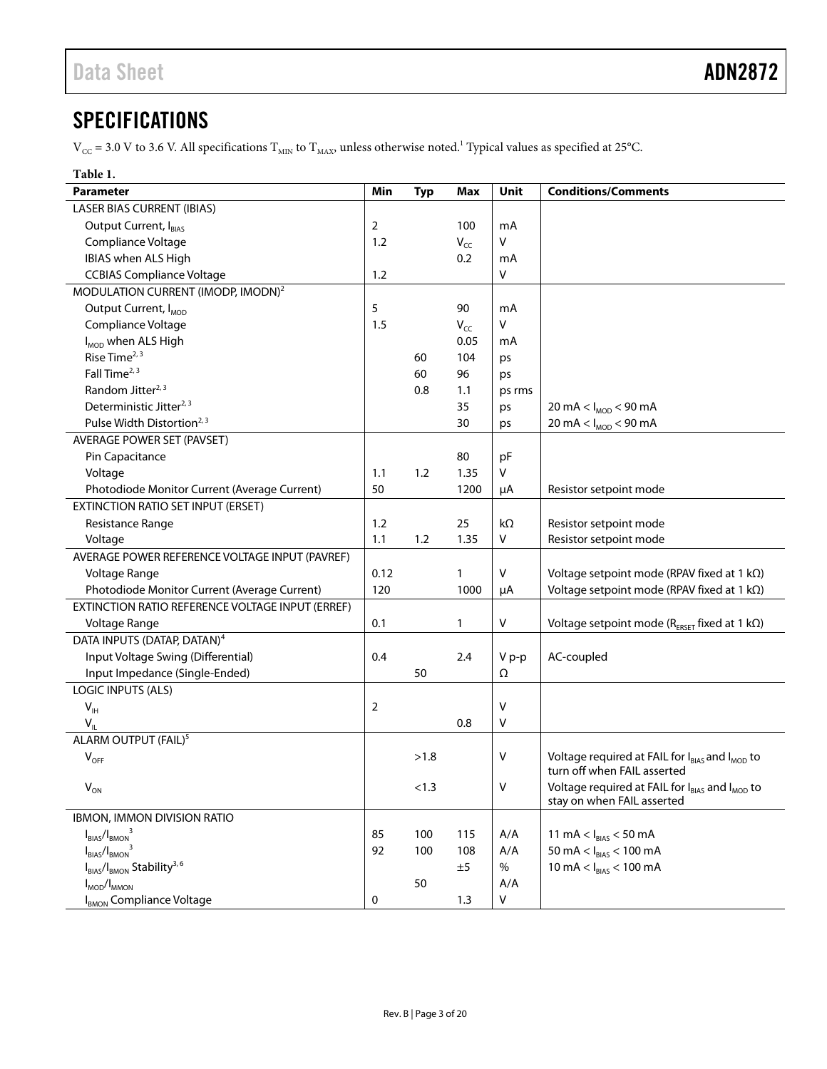## SPECIFICATIONS

$V_{CC}$ = 3.0 V to 3.6 V. All specifications $T_{MIN}$ to $T_{MAX}$, unless otherwise noted.[1] Typical values as specified at 25°C.

**Table 1.**

| Parameter | Min | Typ | Max | Unit | Conditions/Comments |
|---|---|---|---|---|---|
| LASER BIAS CURRENT (IBIAS) | | | | | |
| Output Current, $I_{BIAS}$ | 2 | | 100 | mA | |
| Compliance Voltage | 1.2 | | $V_{CC}$ | V | |
| IBIAS when ALS High | | | 0.2 | mA | |
| CCBIAS Compliance Voltage | 1.2 | | | V | |
| MODULATION CURRENT (IMODP, IMODN)[2] | | | | | |
| Output Current, $I_{MOD}$ | 5 | | 90 | mA | |
| Compliance Voltage | 1.5 | | $V_{CC}$ | V | |
| $I_{MOD}$ when ALS High | | | 0.05 | mA | |
| Rise Time[2, 3] | | 60 | 104 | ps | |
| Fall Time[2, 3] | | 60 | 96 | ps | |
| Random Jitter[2, 3] | | 0.8 | 1.1 | ps rms | |
| Deterministic Jitter[2, 3] | | | 35 | ps | 20 mA < $I_{MOD}$ < 90 mA |
| Pulse Width Distortion[2, 3] | | | 30 | ps | 20 mA < $I_{MOD}$ < 90 mA |
| AVERAGE POWER SET (PAVSET) | | | | | |
| Pin Capacitance | | | 80 | pF | |
| Voltage | 1.1 | 1.2 | 1.35 | V | |
| Photodiode Monitor Current (Average Current) | 50 | | 1200 | µA | Resistor setpoint mode |
| EXTINCTION RATIO SET INPUT (ERSET) | | | | | |
| Resistance Range | 1.2 | | 25 | kΩ | Resistor setpoint mode |
| Voltage | 1.1 | 1.2 | 1.35 | V | Resistor setpoint mode |
| AVERAGE POWER REFERENCE VOLTAGE INPUT (PAVREF) | | | | | |
| Voltage Range | 0.12 | | 1 | V | Voltage setpoint mode (RPAV fixed at 1 kΩ) |
| Photodiode Monitor Current (Average Current) | 120 | | 1000 | µA | Voltage setpoint mode (RPAV fixed at 1 kΩ) |
| EXTINCTION RATIO REFERENCE VOLTAGE INPUT (ERREF) | | | | | |
| Voltage Range | 0.1 | | 1 | V | Voltage setpoint mode ($R_{ERSET}$ fixed at 1 kΩ) |
| DATA INPUTS (DATAP, DATAN)[4] | | | | | |
| Input Voltage Swing (Differential) | 0.4 | | 2.4 | V p-p | AC-coupled |
| Input Impedance (Single-Ended) | | 50 | | Ω | |
| LOGIC INPUTS (ALS) | | | | | |
| $V_{IH}$ | 2 | | | V | |
| $V_{IL}$ | | | 0.8 | V | |
| ALARM OUTPUT (FAIL)[5] | | | | | |
| $V_{OFF}$ | | >1.8 | | V | Voltage required at FAIL for $I_{BIAS}$ and $I_{MOD}$ to turn off when FAIL asserted |
| $V_{ON}$ | | <1.3 | | V | Voltage required at FAIL for $I_{BIAS}$ and $I_{MOD}$ to stay on when FAIL asserted |
| IBMON, IMMON DIVISION RATIO | | | | | |
| $I_{BIAS}/I_{BMON}$[3] | 85 | 100 | 115 | A/A | 11 mA < $I_{BIAS}$ < 50 mA |
| $I_{BIAS}/I_{BMON}$[3] | 92 | 100 | 108 | A/A | 50 mA < $I_{BIAS}$ < 100 mA |
| $I_{BIAS}/I_{BMON}$ Stability[3, 6] | | | ±5 | % | 10 mA < $I_{BIAS}$ < 100 mA |
| $I_{MOD}/I_{MMON}$ | | 50 | | A/A | |
| $I_{BMON}$ Compliance Voltage | 0 | | 1.3 | V | |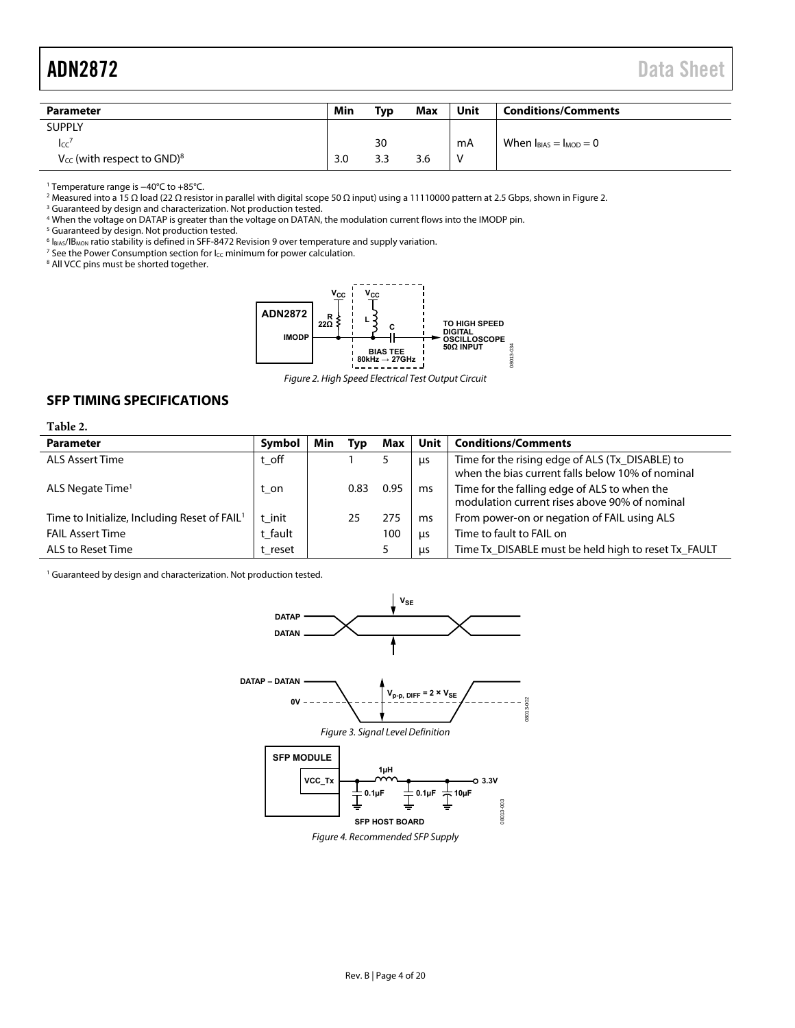| Parameter | Min | Typ | Max | Unit | Conditions/Comments |
|---|---|---|---|---|---|
| SUPPLY | | | | | |
| $I_{CC}$[7] | | 30 | | mA | When $I_{BIAS} = I_{MOD} = 0$ |
| $V_{CC}$ (with respect to GND)[8] | 3.0 | 3.3 | 3.6 | V | |

[1] Temperature range is −40°C to +85°C.
[2] Measured into a 15 Ω load (22 Ω resistor in parallel with digital scope 50 Ω input) using a 11110000 pattern at 2.5 Gbps, shown in Figure 2.
[3] Guaranteed by design and characterization. Not production tested.
[4] When the voltage on DATAP is greater than the voltage on DATAN, the modulation current flows into the IMODP pin.
[5] Guaranteed by design. Not production tested.
[6] $I_{BIAS}/IB_{MON}$ ratio stability is defined in SFF-8472 Revision 9 over temperature and supply variation.
[7] See the Power Consumption section for $I_{CC}$ minimum for power calculation.
[8] All VCC pins must be shorted together.

ADN2872
IMODP
$V_{CC}$
R
22Ω
$V_{CC}$
L
C
BIAS TEE
80kHz → 27GHz
TO HIGH SPEED DIGITAL OSCILLOSCOPE 50Ω INPUT
08013-034

*Figure 2. High Speed Electrical Test Output Circuit*

## SFP TIMING SPECIFICATIONS

**Table 2.**

| Parameter | Symbol | Min | Typ | Max | Unit | Conditions/Comments |
|---|---|---|---|---|---|---|
| ALS Assert Time | t_off | | 1 | 5 | µs | Time for the rising edge of ALS (Tx_DISABLE) to when the bias current falls below 10% of nominal |
| ALS Negate Time[1] | t_on | | 0.83 | 0.95 | ms | Time for the falling edge of ALS to when the modulation current rises above 90% of nominal |
| Time to Initialize, Including Reset of FAIL[1] | t_init | | 25 | 275 | ms | From power-on or negation of FAIL using ALS |
| FAIL Assert Time | t_fault | | | 100 | µs | Time to fault to FAIL on |
| ALS to Reset Time | t_reset | | | 5 | µs | Time Tx_DISABLE must be held high to reset Tx_FAULT |

[1] Guaranteed by design and characterization. Not production tested.

$V_{SE}$
DATAP
DATAN
DATAP – DATAN
0V
$V_{p\text{-}p,\ DIFF} = 2 \times V_{SE}$
08013-002

*Figure 3. Signal Level Definition*

SFP MODULE
VCC_Tx
1µH
0.1µF
0.1µF
10µF
3.3V
SFP HOST BOARD
08013-003

*Figure 4. Recommended SFP Supply*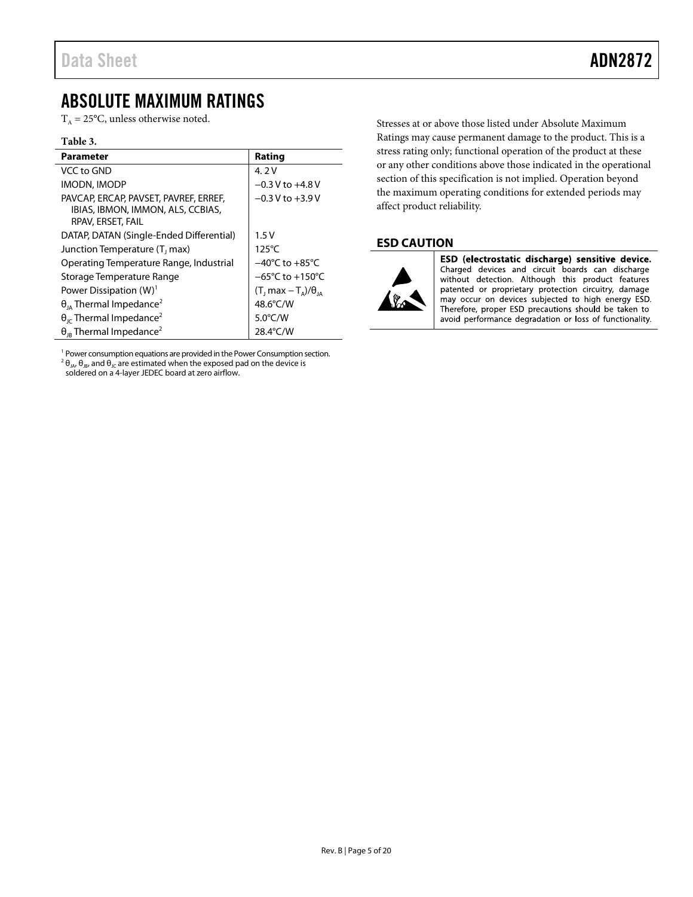# ABSOLUTE MAXIMUM RATINGS

$T_A$ = 25°C, unless otherwise noted.

**Table 3.**

| Parameter | Rating |
|---|---|
| VCC to GND | 4. 2 V |
| IMODN, IMODP | −0.3 V to +4.8 V |
| PAVCAP, ERCAP, PAVSET, PAVREF, ERREF, IBIAS, IBMON, IMMON, ALS, CCBIAS, RPAV, ERSET, FAIL | −0.3 V to +3.9 V |
| DATAP, DATAN (Single-Ended Differential) | 1.5 V |
| Junction Temperature ($T_J$ max) | 125°C |
| Operating Temperature Range, Industrial | −40°C to +85°C |
| Storage Temperature Range | −65°C to +150°C |
| Power Dissipation (W)[1] | $(T_J \max - T_A)/\theta_{JA}$ |
| $\theta_{JA}$ Thermal Impedance[2] | 48.6°C/W |
| $\theta_{JC}$ Thermal Impedance[2] | 5.0°C/W |
| $\theta_{JB}$ Thermal Impedance[2] | 28.4°C/W |

[1] Power consumption equations are provided in the Power Consumption section.
[2] $\theta_{JA}$, $\theta_{JB}$, and $\theta_{JC}$ are estimated when the exposed pad on the device is soldered on a 4-layer JEDEC board at zero airflow.

Stresses at or above those listed under Absolute Maximum Ratings may cause permanent damage to the product. This is a stress rating only; functional operation of the product at these or any other conditions above those indicated in the operational section of this specification is not implied. Operation beyond the maximum operating conditions for extended periods may affect product reliability.

## ESD CAUTION

**ESD (electrostatic discharge) sensitive device.** Charged devices and circuit boards can discharge without detection. Although this product features patented or proprietary protection circuitry, damage may occur on devices subjected to high energy ESD. Therefore, proper ESD precautions should be taken to avoid performance degradation or loss of functionality.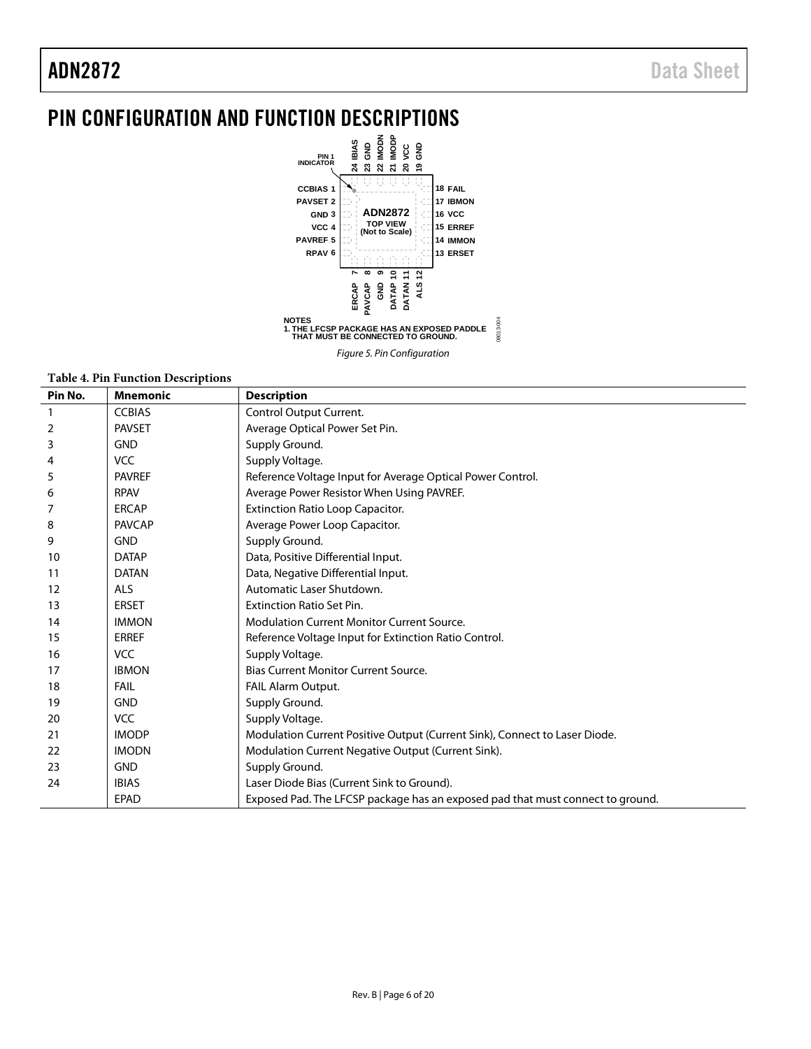# PIN CONFIGURATION AND FUNCTION DESCRIPTIONS

PIN 1 INDICATOR

24 IBIAS
23 GND
22 IMODN
21 IMODP
20 VCC
19 GND

CCBIAS 1
PAVSET 2
GND 3
VCC 4
PAVREF 5
RPAV 6

ADN2872
TOP VIEW
(Not to Scale)

18 FAIL
17 IBMON
16 VCC
15 ERREF
14 IMMON
13 ERSET

ERCAP 7
PAVCAP 8
GND 9
DATAP 10
DATAN 11
ALS 12

NOTES
1. THE LFCSP PACKAGE HAS AN EXPOSED PADDLE THAT MUST BE CONNECTED TO GROUND.

08013-004

*Figure 5. Pin Configuration*

**Table 4. Pin Function Descriptions**

| Pin No. | Mnemonic | Description |
|---|---|---|
| 1 | CCBIAS | Control Output Current. |
| 2 | PAVSET | Average Optical Power Set Pin. |
| 3 | GND | Supply Ground. |
| 4 | VCC | Supply Voltage. |
| 5 | PAVREF | Reference Voltage Input for Average Optical Power Control. |
| 6 | RPAV | Average Power Resistor When Using PAVREF. |
| 7 | ERCAP | Extinction Ratio Loop Capacitor. |
| 8 | PAVCAP | Average Power Loop Capacitor. |
| 9 | GND | Supply Ground. |
| 10 | DATAP | Data, Positive Differential Input. |
| 11 | DATAN | Data, Negative Differential Input. |
| 12 | ALS | Automatic Laser Shutdown. |
| 13 | ERSET | Extinction Ratio Set Pin. |
| 14 | IMMON | Modulation Current Monitor Current Source. |
| 15 | ERREF | Reference Voltage Input for Extinction Ratio Control. |
| 16 | VCC | Supply Voltage. |
| 17 | IBMON | Bias Current Monitor Current Source. |
| 18 | FAIL | FAIL Alarm Output. |
| 19 | GND | Supply Ground. |
| 20 | VCC | Supply Voltage. |
| 21 | IMODP | Modulation Current Positive Output (Current Sink), Connect to Laser Diode. |
| 22 | IMODN | Modulation Current Negative Output (Current Sink). |
| 23 | GND | Supply Ground. |
| 24 | IBIAS | Laser Diode Bias (Current Sink to Ground). |
| | EPAD | Exposed Pad. The LFCSP package has an exposed pad that must connect to ground. |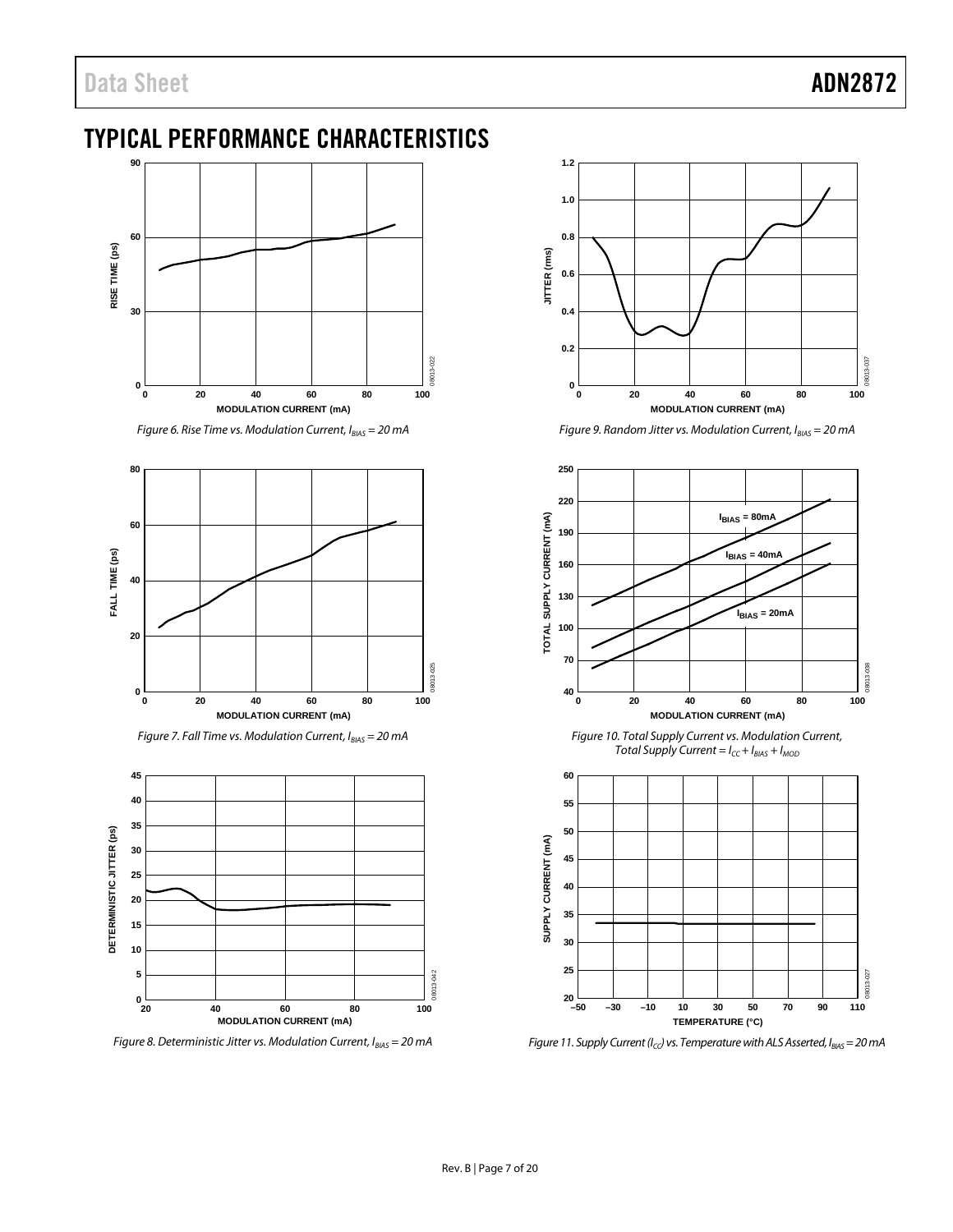## TYPICAL PERFORMANCE CHARACTERISTICS

RISE TIME (ps)
90
60
30
0
0 20 40 60 80 100
MODULATION CURRENT (mA)
08013-022

*Figure 6. Rise Time vs. Modulation Current, $I_{BIAS}$ = 20 mA*

FALL TIME (ps)
80
60
40
20
0
0 20 40 60 80 100
MODULATION CURRENT (mA)
08013-025

*Figure 7. Fall Time vs. Modulation Current, $I_{BIAS}$ = 20 mA*

DETERMINISTIC JITTER (ps)
45
40
35
30
25
20
15
10
5
0
20 40 60 80 100
MODULATION CURRENT (mA)
08013-042

*Figure 8. Deterministic Jitter vs. Modulation Current, $I_{BIAS}$ = 20 mA*

JITTER (rms)
1.2
1.0
0.8
0.6
0.4
0.2
0
0 20 40 60 80 100
MODULATION CURRENT (mA)
08013-037

*Figure 9. Random Jitter vs. Modulation Current, $I_{BIAS}$ = 20 mA*

TOTAL SUPPLY CURRENT (mA)
250
220
190
160
130
100
70
40
0 20 40 60 80 100
MODULATION CURRENT (mA)
$I_{BIAS}$ = 80mA
$I_{BIAS}$ = 40mA
$I_{BIAS}$ = 20mA
08013-038

*Figure 10. Total Supply Current vs. Modulation Current, Total Supply Current = $I_{CC}$ + $I_{BIAS}$ + $I_{MOD}$*

SUPPLY CURRENT (mA)
60
55
50
45
40
35
30
25
20
–50 –30 –10 10 30 50 70 90 110
TEMPERATURE (°C)
08013-027

*Figure 11. Supply Current ($I_{CC}$) vs. Temperature with ALS Asserted, $I_{BIAS}$ = 20 mA*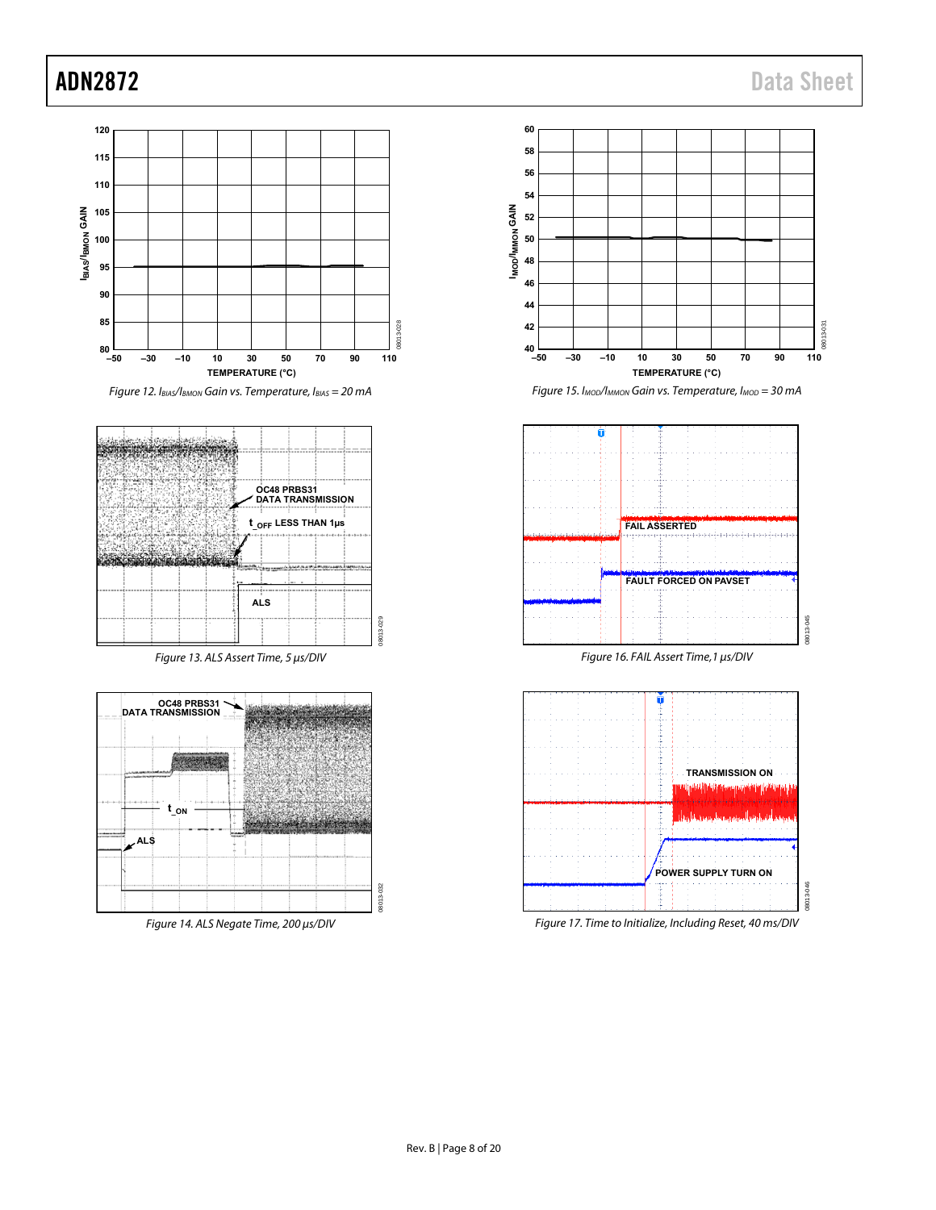120
115
110
105
100
95
90
85
80
$I_{BIAS}/I_{BMON}$ GAIN
–50 –30 –10 10 30 50 70 90 110
TEMPERATURE (°C)
08013-028

*Figure 12. $I_{BIAS}/I_{BMON}$ Gain vs. Temperature, $I_{BIAS}$ = 20 mA*

OC48 PRBS31
DATA TRANSMISSION
t_OFF LESS THAN 1µs
ALS
08013-029

*Figure 13. ALS Assert Time, 5 µs/DIV*

OC48 PRBS31
DATA TRANSMISSION
t_ON
ALS
08013-032

*Figure 14. ALS Negate Time, 200 µs/DIV*

60
58
56
54
52
50
48
46
44
42
40
$I_{MOD}/I_{MMON}$ GAIN
–50 –30 –10 10 30 50 70 90 110
TEMPERATURE (°C)
08013-031

*Figure 15. $I_{MOD}/I_{MMON}$ Gain vs. Temperature, $I_{MOD}$ = 30 mA*

FAIL ASSERTED
FAULT FORCED ON PAVSET
08013-045

*Figure 16. FAIL Assert Time,1 µs/DIV*

TRANSMISSION ON
POWER SUPPLY TURN ON
08013-046

*Figure 17. Time to Initialize, Including Reset, 40 ms/DIV*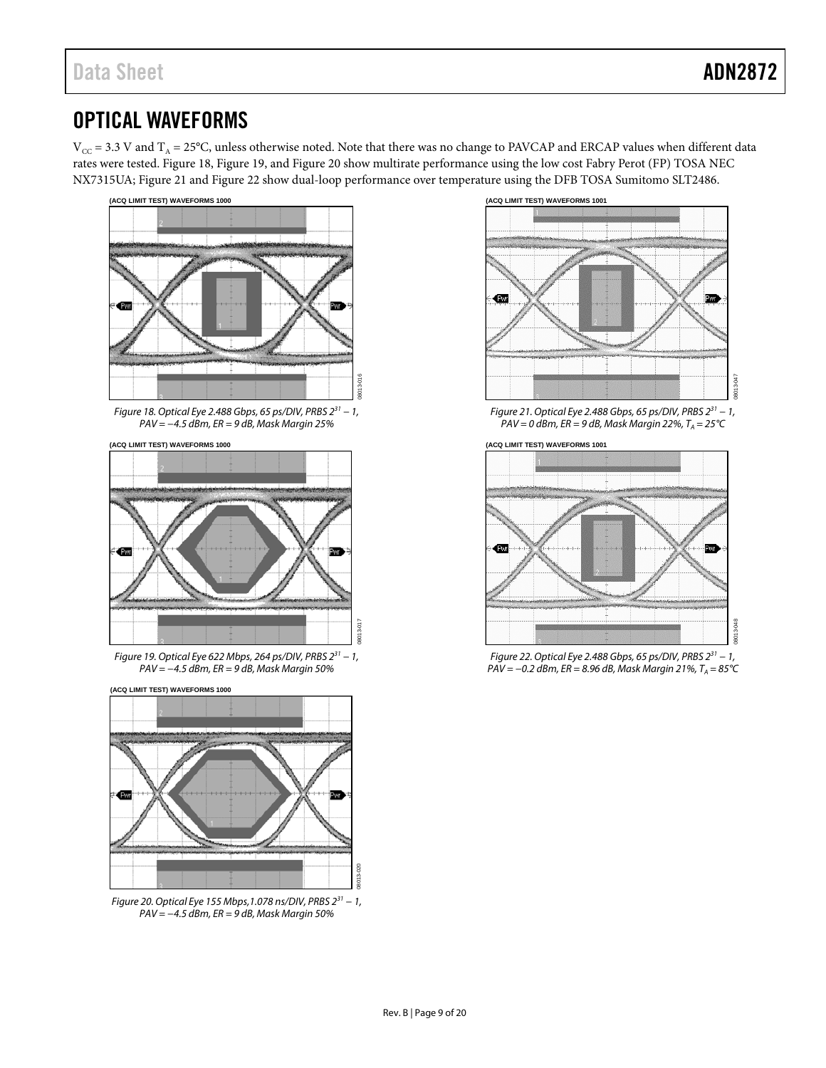## OPTICAL WAVEFORMS

$V_{CC}$ = 3.3 V and $T_A$ = 25°C, unless otherwise noted. Note that there was no change to PAVCAP and ERCAP values when different data rates were tested. Figure 18, Figure 19, and Figure 20 show multirate performance using the low cost Fabry Perot (FP) TOSA NEC NX7315UA; Figure 21 and Figure 22 show dual-loop performance over temperature using the DFB TOSA Sumitomo SLT2486.

(ACQ LIMIT TEST) WAVEFORMS 1000

*Figure 18. Optical Eye 2.488 Gbps, 65 ps/DIV, PRBS $2^{31} - 1$, PAV = −4.5 dBm, ER = 9 dB, Mask Margin 25%*

(ACQ LIMIT TEST) WAVEFORMS 1000

*Figure 19. Optical Eye 622 Mbps, 264 ps/DIV, PRBS $2^{31} - 1$, PAV = −4.5 dBm, ER = 9 dB, Mask Margin 50%*

(ACQ LIMIT TEST) WAVEFORMS 1000

*Figure 20. Optical Eye 155 Mbps,1.078 ns/DIV, PRBS $2^{31} - 1$, PAV = −4.5 dBm, ER = 9 dB, Mask Margin 50%*

(ACQ LIMIT TEST) WAVEFORMS 1001

*Figure 21. Optical Eye 2.488 Gbps, 65 ps/DIV, PRBS $2^{31} - 1$, PAV = 0 dBm, ER = 9 dB, Mask Margin 22%, $T_A$ = 25°C*

(ACQ LIMIT TEST) WAVEFORMS 1001

*Figure 22. Optical Eye 2.488 Gbps, 65 ps/DIV, PRBS $2^{31} - 1$, PAV = −0.2 dBm, ER = 8.96 dB, Mask Margin 21%, $T_A$ = 85°C*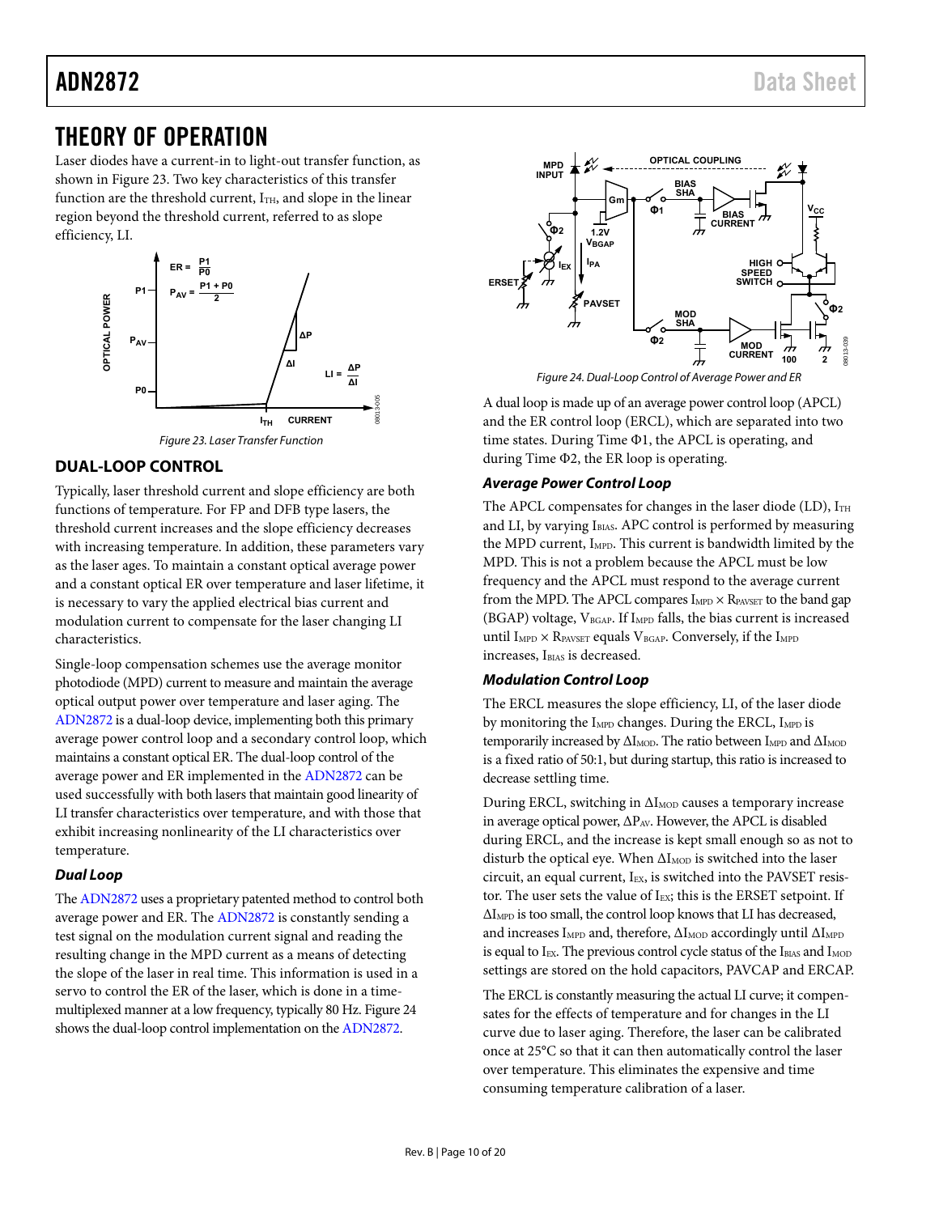# THEORY OF OPERATION

Laser diodes have a current-in to light-out transfer function, as shown in Figure 23. Two key characteristics of this transfer function are the threshold current, $I_{TH}$, and slope in the linear region beyond the threshold current, referred to as slope efficiency, LI.

OPTICAL POWER
P1
PAV
P0
ER = P1/P0
PAV = (P1 + P0)/2
ΔP
ΔI
LI = ΔP/ΔI
ITH
CURRENT
08013-005

Figure 23. Laser Transfer Function

## DUAL-LOOP CONTROL

Typically, laser threshold current and slope efficiency are both functions of temperature. For FP and DFB type lasers, the threshold current increases and the slope efficiency decreases with increasing temperature. In addition, these parameters vary as the laser ages. To maintain a constant optical average power and a constant optical ER over temperature and laser lifetime, it is necessary to vary the applied electrical bias current and modulation current to compensate for the laser changing LI characteristics.

Single-loop compensation schemes use the average monitor photodiode (MPD) current to measure and maintain the average optical output power over temperature and laser aging. The ADN2872 is a dual-loop device, implementing both this primary average power control loop and a secondary control loop, which maintains a constant optical ER. The dual-loop control of the average power and ER implemented in the ADN2872 can be used successfully with both lasers that maintain good linearity of LI transfer characteristics over temperature, and with those that exhibit increasing nonlinearity of the LI characteristics over temperature.

### *Dual Loop*

The ADN2872 uses a proprietary patented method to control both average power and ER. The ADN2872 is constantly sending a test signal on the modulation current signal and reading the resulting change in the MPD current as a means of detecting the slope of the laser in real time. This information is used in a servo to control the ER of the laser, which is done in a time-multiplexed manner at a low frequency, typically 80 Hz. Figure 24 shows the dual-loop control implementation on the ADN2872.

MPD INPUT
OPTICAL COUPLING
Gm
BIAS SHA
Φ1
BIAS CURRENT
VCC
Φ2
1.2V VBGAP
IEX
IPA
ERSET
PAVSET
HIGH SPEED SWITCH
MOD SHA
Φ2
MOD CURRENT
100
2
Φ2
08013-039

Figure 24. Dual-Loop Control of Average Power and ER

A dual loop is made up of an average power control loop (APCL) and the ER control loop (ERCL), which are separated into two time states. During Time Φ1, the APCL is operating, and during Time Φ2, the ER loop is operating.

### *Average Power Control Loop*

The APCL compensates for changes in the laser diode (LD), $I_{TH}$ and LI, by varying $I_{BIAS}$. APC control is performed by measuring the MPD current, $I_{MPD}$. This current is bandwidth limited by the MPD. This is not a problem because the APCL must be low frequency and the APCL must respond to the average current from the MPD. The APCL compares $I_{MPD} \times R_{PAVSET}$ to the band gap (BGAP) voltage, $V_{BGAP}$. If $I_{MPD}$ falls, the bias current is increased until $I_{MPD} \times R_{PAVSET}$ equals $V_{BGAP}$. Conversely, if the $I_{MPD}$ increases, $I_{BIAS}$ is decreased.

### *Modulation Control Loop*

The ERCL measures the slope efficiency, LI, of the laser diode by monitoring the $I_{MPD}$ changes. During the ERCL, $I_{MPD}$ is temporarily increased by $\Delta I_{MOD}$. The ratio between $I_{MPD}$ and $\Delta I_{MOD}$ is a fixed ratio of 50:1, but during startup, this ratio is increased to decrease settling time.

During ERCL, switching in $\Delta I_{MOD}$ causes a temporary increase in average optical power, $\Delta P_{AV}$. However, the APCL is disabled during ERCL, and the increase is kept small enough so as not to disturb the optical eye. When $\Delta I_{MOD}$ is switched into the laser circuit, an equal current, $I_{EX}$, is switched into the PAVSET resistor. The user sets the value of $I_{EX}$; this is the ERSET setpoint. If $\Delta I_{MPD}$ is too small, the control loop knows that LI has decreased, and increases $I_{MPD}$ and, therefore, $\Delta I_{MOD}$ accordingly until $\Delta I_{MPD}$ is equal to $I_{EX}$. The previous control cycle status of the $I_{BIAS}$ and $I_{MOD}$ settings are stored on the hold capacitors, PAVCAP and ERCAP.

The ERCL is constantly measuring the actual LI curve; it compensates for the effects of temperature and for changes in the LI curve due to laser aging. Therefore, the laser can be calibrated once at 25°C so that it can then automatically control the laser over temperature. This eliminates the expensive and time consuming temperature calibration of a laser.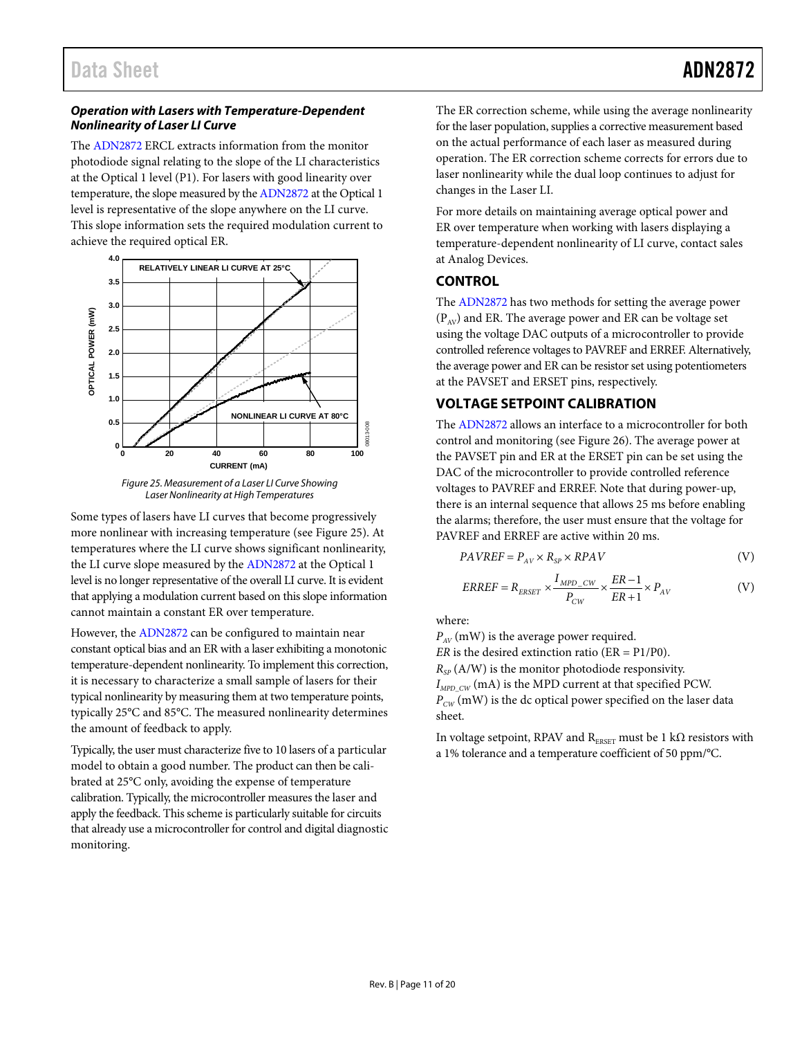### Operation with Lasers with Temperature-Dependent Nonlinearity of Laser LI Curve

The ADN2872 ERCL extracts information from the monitor photodiode signal relating to the slope of the LI characteristics at the Optical 1 level (P1). For lasers with good linearity over temperature, the slope measured by the ADN2872 at the Optical 1 level is representative of the slope anywhere on the LI curve. This slope information sets the required modulation current to achieve the required optical ER.

RELATIVELY LINEAR LI CURVE AT 25°C
NONLINEAR LI CURVE AT 80°C
OPTICAL POWER (mW)
CURRENT (mA)
4.0
3.5
3.0
2.5
2.0
1.5
1.0
0.5
0
0
20
40
60
80
100
08013-008

Figure 25. Measurement of a Laser LI Curve Showing Laser Nonlinearity at High Temperatures

Some types of lasers have LI curves that become progressively more nonlinear with increasing temperature (see Figure 25). At temperatures where the LI curve shows significant nonlinearity, the LI curve slope measured by the ADN2872 at the Optical 1 level is no longer representative of the overall LI curve. It is evident that applying a modulation current based on this slope information cannot maintain a constant ER over temperature.

However, the ADN2872 can be configured to maintain near constant optical bias and an ER with a laser exhibiting a monotonic temperature-dependent nonlinearity. To implement this correction, it is necessary to characterize a small sample of lasers for their typical nonlinearity by measuring them at two temperature points, typically 25°C and 85°C. The measured nonlinearity determines the amount of feedback to apply.

Typically, the user must characterize five to 10 lasers of a particular model to obtain a good number. The product can then be calibrated at 25°C only, avoiding the expense of temperature calibration. Typically, the microcontroller measures the laser and apply the feedback. This scheme is particularly suitable for circuits that already use a microcontroller for control and digital diagnostic monitoring.

The ER correction scheme, while using the average nonlinearity for the laser population, supplies a corrective measurement based on the actual performance of each laser as measured during operation. The ER correction scheme corrects for errors due to laser nonlinearity while the dual loop continues to adjust for changes in the Laser LI.

For more details on maintaining average optical power and ER over temperature when working with lasers displaying a temperature-dependent nonlinearity of LI curve, contact sales at Analog Devices.

## CONTROL

The ADN2872 has two methods for setting the average power ($P_{AV}$) and ER. The average power and ER can be voltage set using the voltage DAC outputs of a microcontroller to provide controlled reference voltages to PAVREF and ERREF. Alternatively, the average power and ER can be resistor set using potentiometers at the PAVSET and ERSET pins, respectively.

## VOLTAGE SETPOINT CALIBRATION

The ADN2872 allows an interface to a microcontroller for both control and monitoring (see Figure 26). The average power at the PAVSET pin and ER at the ERSET pin can be set using the DAC of the microcontroller to provide controlled reference voltages to PAVREF and ERREF. Note that during power-up, there is an internal sequence that allows 25 ms before enabling the alarms; therefore, the user must ensure that the voltage for PAVREF and ERREF are active within 20 ms.

$$PAVREF = P_{AV} \times R_{SP} \times RPAV \quad \text{(V)}$$

$$ERREF = R_{ERSET} \times \frac{I_{MPD\_CW}}{P_{CW}} \times \frac{ER - 1}{ER + 1} \times P_{AV} \quad \text{(V)}$$

where:
$P_{AV}$ (mW) is the average power required.
$ER$ is the desired extinction ratio (ER = P1/P0).
$R_{SP}$ (A/W) is the monitor photodiode responsivity.
$I_{MPD\_CW}$ (mA) is the MPD current at that specified PCW.
$P_{CW}$ (mW) is the dc optical power specified on the laser data sheet.

In voltage setpoint, RPAV and $R_{ERSET}$ must be 1 kΩ resistors with a 1% tolerance and a temperature coefficient of 50 ppm/°C.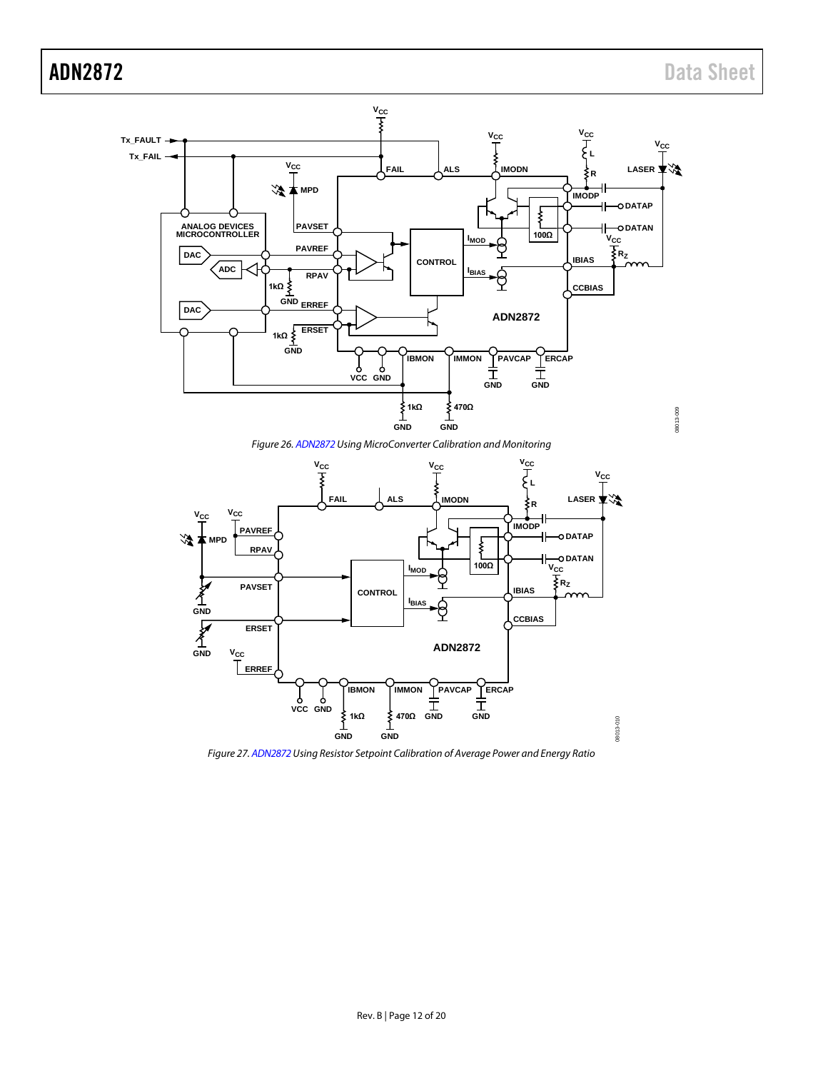Figure 26. ADN2872 Using MicroConverter Calibration and Monitoring

Figure 27. ADN2872 Using Resistor Setpoint Calibration of Average Power and Energy Ratio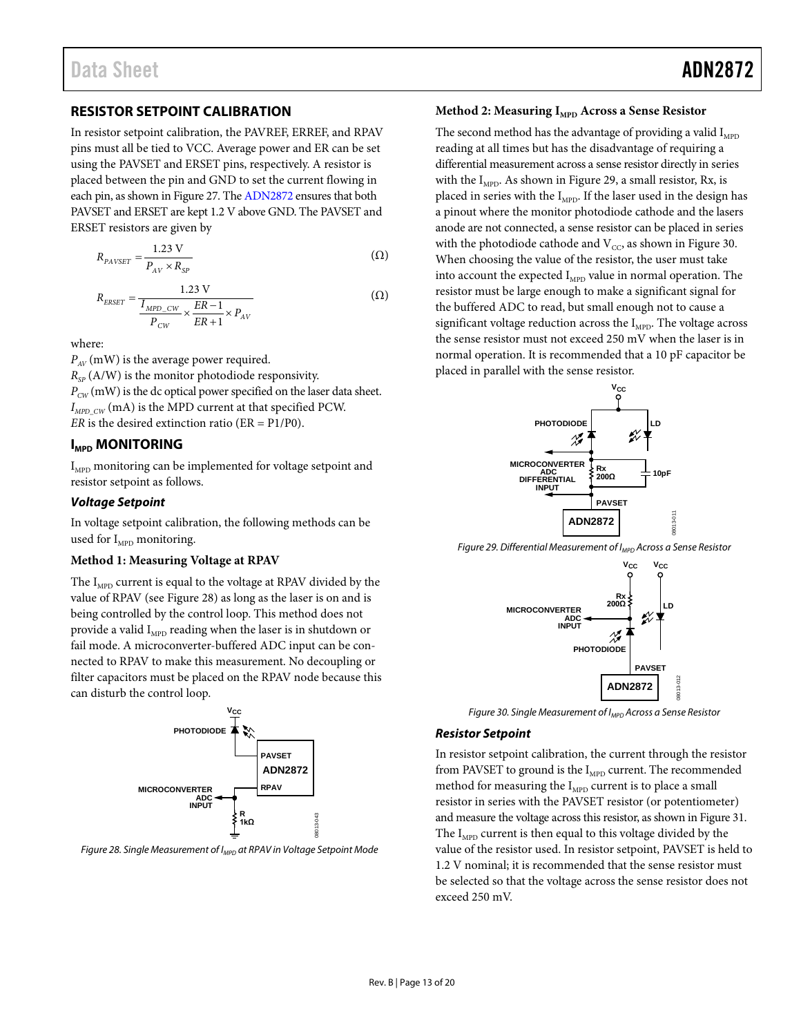## RESISTOR SETPOINT CALIBRATION

In resistor setpoint calibration, the PAVREF, ERREF, and RPAV pins must all be tied to VCC. Average power and ER can be set using the PAVSET and ERSET pins, respectively. A resistor is placed between the pin and GND to set the current flowing in each pin, as shown in Figure 27. The ADN2872 ensures that both PAVSET and ERSET are kept 1.2 V above GND. The PAVSET and ERSET resistors are given by

$$R_{PAVSET} = \frac{1.23\ \text{V}}{P_{AV} \times R_{SP}} \quad (\Omega)$$

$$R_{ERSET} = \frac{1.23\ \text{V}}{\frac{I_{MPD\_CW}}{P_{CW}} \times \frac{ER-1}{ER+1} \times P_{AV}} \quad (\Omega)$$

where:

$P_{AV}$ (mW) is the average power required.
$R_{SP}$ (A/W) is the monitor photodiode responsivity.
$P_{CW}$ (mW) is the dc optical power specified on the laser data sheet.
$I_{MPD\_CW}$ (mA) is the MPD current at that specified PCW.
*ER* is the desired extinction ratio (ER = P1/P0).

## $I_{MPD}$ MONITORING

$I_{MPD}$ monitoring can be implemented for voltage setpoint and resistor setpoint as follows.

### *Voltage Setpoint*

In voltage setpoint calibration, the following methods can be used for $I_{MPD}$ monitoring.

#### Method 1: Measuring Voltage at RPAV

The $I_{MPD}$ current is equal to the voltage at RPAV divided by the value of RPAV (see Figure 28) as long as the laser is on and is being controlled by the control loop. This method does not provide a valid $I_{MPD}$ reading when the laser is in shutdown or fail mode. A microconverter-buffered ADC input can be connected to RPAV to make this measurement. No decoupling or filter capacitors must be placed on the RPAV node because this can disturb the control loop.

VCC
PHOTODIODE
PAVSET
ADN2872
MICROCONVERTER ADC INPUT
RPAV
R 1kΩ
08013-043

Figure 28. Single Measurement of $I_{MPD}$ at RPAV in Voltage Setpoint Mode

#### Method 2: Measuring $I_{MPD}$ Across a Sense Resistor

The second method has the advantage of providing a valid $I_{MPD}$ reading at all times but has the disadvantage of requiring a differential measurement across a sense resistor directly in series with the $I_{MPD}$. As shown in Figure 29, a small resistor, Rx, is placed in series with the $I_{MPD}$. If the laser used in the design has a pinout where the monitor photodiode cathode and the lasers anode are not connected, a sense resistor can be placed in series with the photodiode cathode and $V_{CC}$, as shown in Figure 30. When choosing the value of the resistor, the user must take into account the expected $I_{MPD}$ value in normal operation. The resistor must be large enough to make a significant signal for the buffered ADC to read, but small enough not to cause a significant voltage reduction across the $I_{MPD}$. The voltage across the sense resistor must not exceed 250 mV when the laser is in normal operation. It is recommended that a 10 pF capacitor be placed in parallel with the sense resistor.

VCC
PHOTODIODE
LD
MICROCONVERTER ADC DIFFERENTIAL INPUT
Rx 200Ω
10pF
PAVSET
ADN2872
08013-011

Figure 29. Differential Measurement of $I_{MPD}$ Across a Sense Resistor

VCC
VCC
Rx 200Ω
LD
MICROCONVERTER ADC INPUT
PHOTODIODE
PAVSET
ADN2872
08013-012

Figure 30. Single Measurement of $I_{MPD}$ Across a Sense Resistor

### *Resistor Setpoint*

In resistor setpoint calibration, the current through the resistor from PAVSET to ground is the $I_{MPD}$ current. The recommended method for measuring the $I_{MPD}$ current is to place a small resistor in series with the PAVSET resistor (or potentiometer) and measure the voltage across this resistor, as shown in Figure 31. The $I_{MPD}$ current is then equal to this voltage divided by the value of the resistor used. In resistor setpoint, PAVSET is held to 1.2 V nominal; it is recommended that the sense resistor must be selected so that the voltage across the sense resistor does not exceed 250 mV.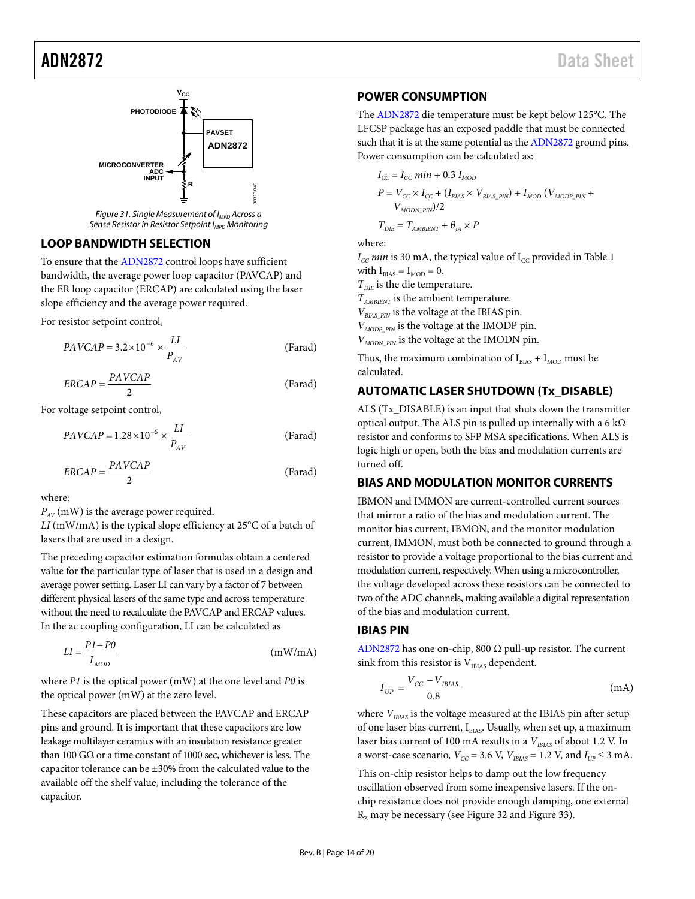VCC

PHOTODIODE

PAVSET

ADN2872

MICROCONVERTER
ADC
INPUT

R

08113-040

Figure 31. Single Measurement of $I_{MPD}$ Across a Sense Resistor in Resistor Setpoint $I_{MPD}$ Monitoring

## LOOP BANDWIDTH SELECTION

To ensure that the ADN2872 control loops have sufficient bandwidth, the average power loop capacitor (PAVCAP) and the ER loop capacitor (ERCAP) are calculated using the laser slope efficiency and the average power required.

For resistor setpoint control,

$$PAVCAP = 3.2 \times 10^{-6} \times \frac{LI}{P_{AV}} \quad \text{(Farad)}$$

$$ERCAP = \frac{PAVCAP}{2} \quad \text{(Farad)}$$

For voltage setpoint control,

$$PAVCAP = 1.28 \times 10^{-6} \times \frac{LI}{P_{AV}} \quad \text{(Farad)}$$

$$ERCAP = \frac{PAVCAP}{2} \quad \text{(Farad)}$$

where:

$P_{AV}$ (mW) is the average power required.
$LI$ (mW/mA) is the typical slope efficiency at 25°C of a batch of lasers that are used in a design.

The preceding capacitor estimation formulas obtain a centered value for the particular type of laser that is used in a design and average power setting. Laser LI can vary by a factor of 7 between different physical lasers of the same type and across temperature without the need to recalculate the PAVCAP and ERCAP values. In the ac coupling configuration, LI can be calculated as

$$LI = \frac{P1 - P0}{I_{MOD}} \quad \text{(mW/mA)}$$

where *P1* is the optical power (mW) at the one level and *P0* is the optical power (mW) at the zero level.

These capacitors are placed between the PAVCAP and ERCAP pins and ground. It is important that these capacitors are low leakage multilayer ceramics with an insulation resistance greater than 100 GΩ or a time constant of 1000 sec, whichever is less. The capacitor tolerance can be ±30% from the calculated value to the available off the shelf value, including the tolerance of the capacitor.

## POWER CONSUMPTION

The ADN2872 die temperature must be kept below 125°C. The LFCSP package has an exposed paddle that must be connected such that it is at the same potential as the ADN2872 ground pins. Power consumption can be calculated as:

$$I_{CC} = I_{CC}\,min + 0.3\,I_{MOD}$$

$$P = V_{CC} \times I_{CC} + (I_{BIAS} \times V_{BIAS\_PIN}) + I_{MOD}\,(V_{MODP\_PIN} + V_{MODN\_PIN})/2$$

$$T_{DIE} = T_{AMBIENT} + \theta_{JA} \times P$$

where:

$I_{CC}\,min$ is 30 mA, the typical value of $I_{CC}$ provided in Table 1 with $I_{BIAS} = I_{MOD} = 0$.
$T_{DIE}$ is the die temperature.
$T_{AMBIENT}$ is the ambient temperature.
$V_{BIAS\_PIN}$ is the voltage at the IBIAS pin.
$V_{MODP\_PIN}$ is the voltage at the IMODP pin.
$V_{MODN\_PIN}$ is the voltage at the IMODN pin.

Thus, the maximum combination of $I_{BIAS} + I_{MOD}$ must be calculated.

## AUTOMATIC LASER SHUTDOWN (Tx_DISABLE)

ALS (Tx_DISABLE) is an input that shuts down the transmitter optical output. The ALS pin is pulled up internally with a 6 kΩ resistor and conforms to SFP MSA specifications. When ALS is logic high or open, both the bias and modulation currents are turned off.

## BIAS AND MODULATION MONITOR CURRENTS

IBMON and IMMON are current-controlled current sources that mirror a ratio of the bias and modulation current. The monitor bias current, IBMON, and the monitor modulation current, IMMON, must both be connected to ground through a resistor to provide a voltage proportional to the bias current and modulation current, respectively. When using a microcontroller, the voltage developed across these resistors can be connected to two of the ADC channels, making available a digital representation of the bias and modulation current.

## IBIAS PIN

ADN2872 has one on-chip, 800 Ω pull-up resistor. The current sink from this resistor is $V_{IBIAS}$ dependent.

$$I_{UP} = \frac{V_{CC} - V_{IBIAS}}{0.8} \quad \text{(mA)}$$

where $V_{IBIAS}$ is the voltage measured at the IBIAS pin after setup of one laser bias current, $I_{BIAS}$. Usually, when set up, a maximum laser bias current of 100 mA results in a $V_{IBIAS}$ of about 1.2 V. In a worst-case scenario, $V_{CC}$ = 3.6 V, $V_{IBIAS}$ = 1.2 V, and $I_{UP} \leq 3$ mA.

This on-chip resistor helps to damp out the low frequency oscillation observed from some inexpensive lasers. If the on-chip resistance does not provide enough damping, one external $R_Z$ may be necessary (see Figure 32 and Figure 33).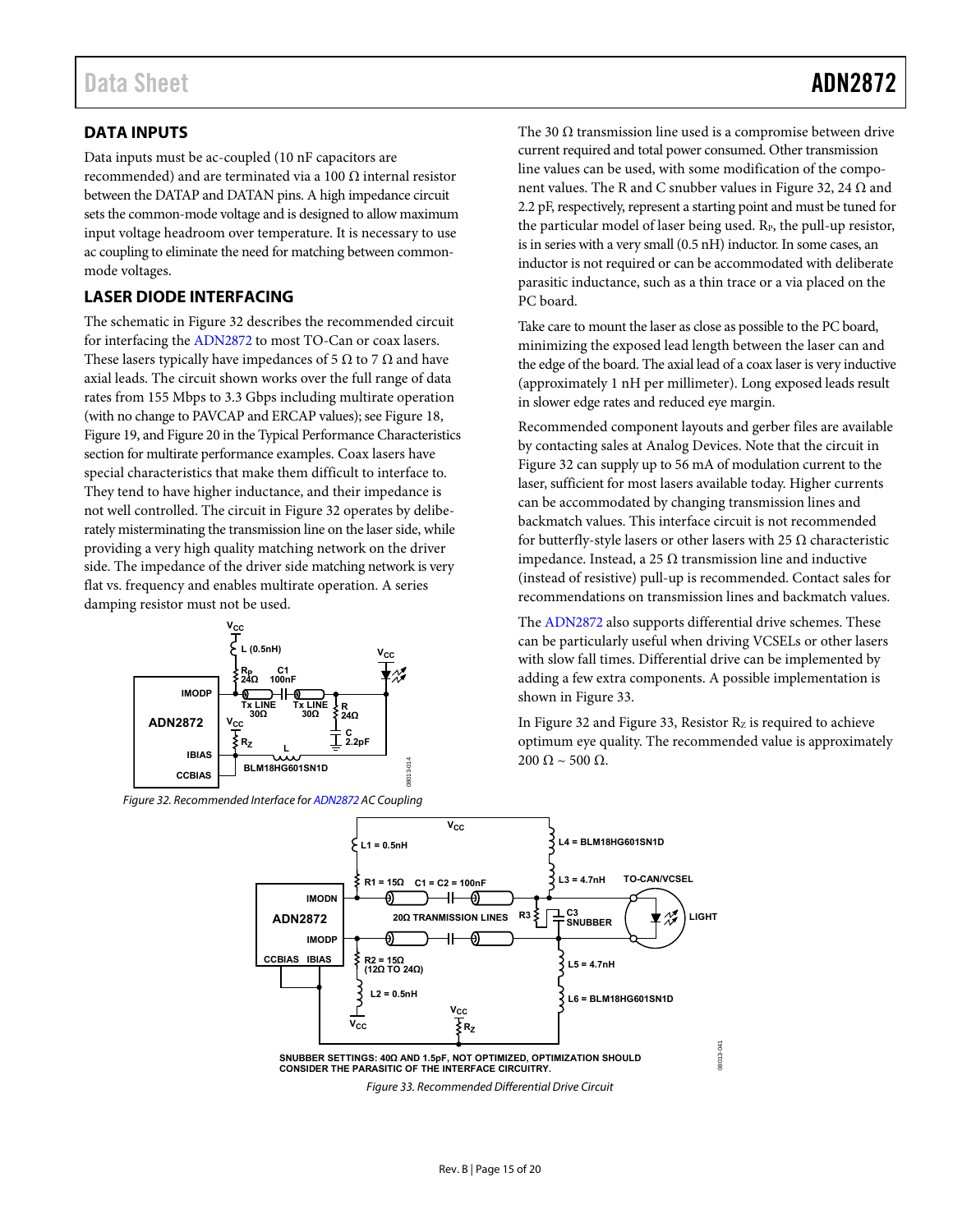## DATA INPUTS

Data inputs must be ac-coupled (10 nF capacitors are recommended) and are terminated via a 100 Ω internal resistor between the DATAP and DATAN pins. A high impedance circuit sets the common-mode voltage and is designed to allow maximum input voltage headroom over temperature. It is necessary to use ac coupling to eliminate the need for matching between common-mode voltages.

## LASER DIODE INTERFACING

The schematic in Figure 32 describes the recommended circuit for interfacing the ADN2872 to most TO-Can or coax lasers. These lasers typically have impedances of 5 Ω to 7 Ω and have axial leads. The circuit shown works over the full range of data rates from 155 Mbps to 3.3 Gbps including multirate operation (with no change to PAVCAP and ERCAP values); see Figure 18, Figure 19, and Figure 20 in the Typical Performance Characteristics section for multirate performance examples. Coax lasers have special characteristics that make them difficult to interface to. They tend to have higher inductance, and their impedance is not well controlled. The circuit in Figure 32 operates by deliberately misterminating the transmission line on the laser side, while providing a very high quality matching network on the driver side. The impedance of the driver side matching network is very flat vs. frequency and enables multirate operation. A series damping resistor must not be used.

*Figure 32. Recommended Interface for ADN2872 AC Coupling*

The 30 Ω transmission line used is a compromise between drive current required and total power consumed. Other transmission line values can be used, with some modification of the component values. The R and C snubber values in Figure 32, 24 Ω and 2.2 pF, respectively, represent a starting point and must be tuned for the particular model of laser being used. $R_P$, the pull-up resistor, is in series with a very small (0.5 nH) inductor. In some cases, an inductor is not required or can be accommodated with deliberate parasitic inductance, such as a thin trace or a via placed on the PC board.

Take care to mount the laser as close as possible to the PC board, minimizing the exposed lead length between the laser can and the edge of the board. The axial lead of a coax laser is very inductive (approximately 1 nH per millimeter). Long exposed leads result in slower edge rates and reduced eye margin.

Recommended component layouts and gerber files are available by contacting sales at Analog Devices. Note that the circuit in Figure 32 can supply up to 56 mA of modulation current to the laser, sufficient for most lasers available today. Higher currents can be accommodated by changing transmission lines and backmatch values. This interface circuit is not recommended for butterfly-style lasers or other lasers with 25 Ω characteristic impedance. Instead, a 25 Ω transmission line and inductive (instead of resistive) pull-up is recommended. Contact sales for recommendations on transmission lines and backmatch values.

The ADN2872 also supports differential drive schemes. These can be particularly useful when driving VCSELs or other lasers with slow fall times. Differential drive can be implemented by adding a few extra components. A possible implementation is shown in Figure 33.

In Figure 32 and Figure 33, Resistor $R_Z$ is required to achieve optimum eye quality. The recommended value is approximately 200 Ω ~ 500 Ω.

SNUBBER SETTINGS: 40Ω AND 1.5pF, NOT OPTIMIZED, OPTIMIZATION SHOULD CONSIDER THE PARASITIC OF THE INTERFACE CIRCUITRY.

*Figure 33. Recommended Differential Drive Circuit*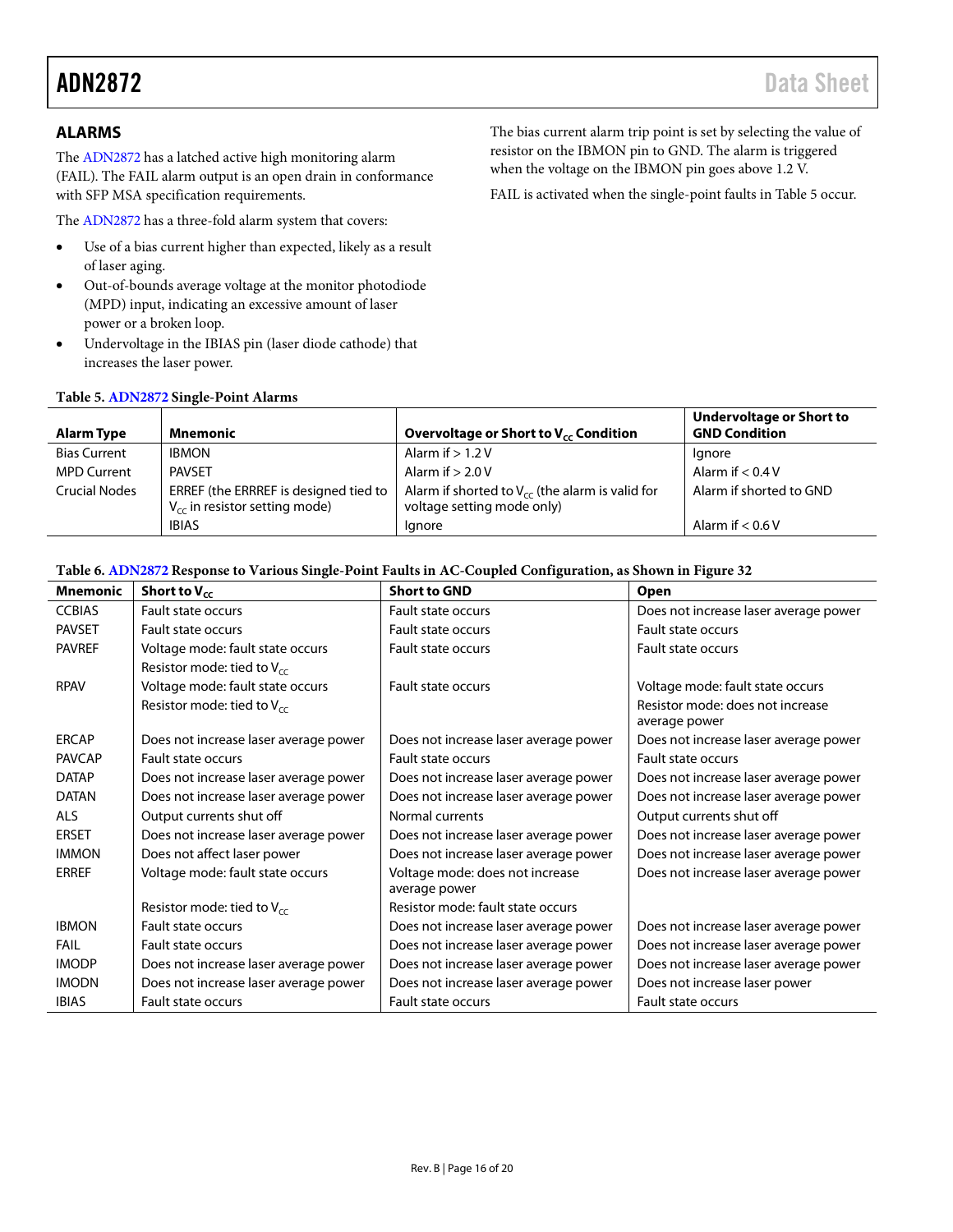## ALARMS

The ADN2872 has a latched active high monitoring alarm (FAIL). The FAIL alarm output is an open drain in conformance with SFP MSA specification requirements.

The ADN2872 has a three-fold alarm system that covers:

- Use of a bias current higher than expected, likely as a result of laser aging.
- Out-of-bounds average voltage at the monitor photodiode (MPD) input, indicating an excessive amount of laser power or a broken loop.
- Undervoltage in the IBIAS pin (laser diode cathode) that increases the laser power.

The bias current alarm trip point is set by selecting the value of resistor on the IBMON pin to GND. The alarm is triggered when the voltage on the IBMON pin goes above 1.2 V.

FAIL is activated when the single-point faults in Table 5 occur.

**Table 5. ADN2872 Single-Point Alarms**

| Alarm Type | Mnemonic | Overvoltage or Short to $V_{CC}$ Condition | Undervoltage or Short to GND Condition |
|---|---|---|---|
| Bias Current | IBMON | Alarm if > 1.2 V | Ignore |
| MPD Current | PAVSET | Alarm if > 2.0 V | Alarm if < 0.4 V |
| Crucial Nodes | ERREF (the ERRREF is designed tied to $V_{CC}$ in resistor setting mode) | Alarm if shorted to $V_{CC}$ (the alarm is valid for voltage setting mode only) | Alarm if shorted to GND |
| | IBIAS | Ignore | Alarm if < 0.6 V |

**Table 6. ADN2872 Response to Various Single-Point Faults in AC-Coupled Configuration, as Shown in Figure 32**

| Mnemonic | Short to $V_{CC}$ | Short to GND | Open |
|---|---|---|---|
| CCBIAS | Fault state occurs | Fault state occurs | Does not increase laser average power |
| PAVSET | Fault state occurs | Fault state occurs | Fault state occurs |
| PAVREF | Voltage mode: fault state occurs | Fault state occurs | Fault state occurs |
| | Resistor mode: tied to $V_{CC}$ | | |
| RPAV | Voltage mode: fault state occurs | Fault state occurs | Voltage mode: fault state occurs |
| | Resistor mode: tied to $V_{CC}$ | | Resistor mode: does not increase average power |
| ERCAP | Does not increase laser average power | Does not increase laser average power | Does not increase laser average power |
| PAVCAP | Fault state occurs | Fault state occurs | Fault state occurs |
| DATAP | Does not increase laser average power | Does not increase laser average power | Does not increase laser average power |
| DATAN | Does not increase laser average power | Does not increase laser average power | Does not increase laser average power |
| ALS | Output currents shut off | Normal currents | Output currents shut off |
| ERSET | Does not increase laser average power | Does not increase laser average power | Does not increase laser average power |
| IMMON | Does not affect laser power | Does not increase laser average power | Does not increase laser average power |
| ERREF | Voltage mode: fault state occurs | Voltage mode: does not increase average power | Does not increase laser average power |
| | Resistor mode: tied to $V_{CC}$ | Resistor mode: fault state occurs | |
| IBMON | Fault state occurs | Does not increase laser average power | Does not increase laser average power |
| FAIL | Fault state occurs | Does not increase laser average power | Does not increase laser average power |
| IMODP | Does not increase laser average power | Does not increase laser average power | Does not increase laser average power |
| IMODN | Does not increase laser average power | Does not increase laser average power | Does not increase laser power |
| IBIAS | Fault state occurs | Fault state occurs | Fault state occurs |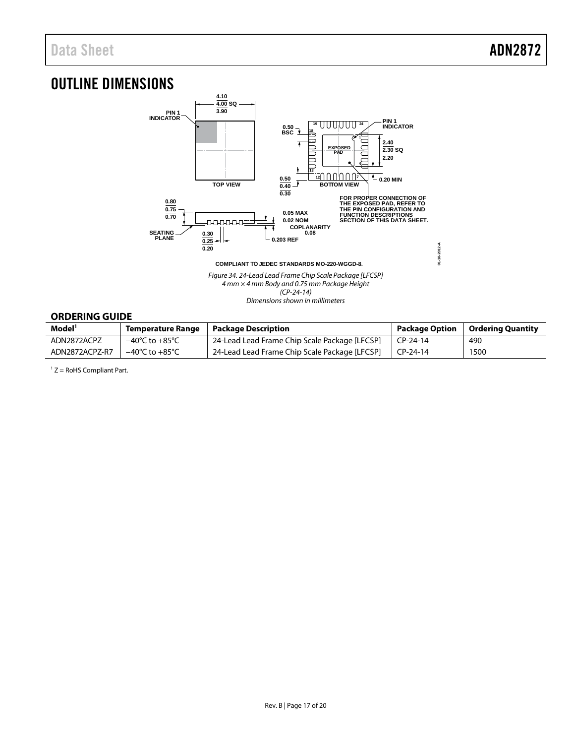# OUTLINE DIMENSIONS

4.10
4.00 SQ
3.90

PIN 1
INDICATOR

TOP VIEW

0.50
BSC

19
24
18
1

PIN 1
INDICATOR

EXPOSED
PAD

2.40
2.30 SQ
2.20

6
13
12
7

0.50
0.40
0.30

BOTTOM VIEW

0.20 MIN

FOR PROPER CONNECTION OF
THE EXPOSED PAD, REFER TO
THE PIN CONFIGURATION AND
FUNCTION DESCRIPTIONS
SECTION OF THIS DATA SHEET.

0.80
0.75
0.70

0.05 MAX
0.02 NOM

COPLANARITY
0.08

SEATING
PLANE

0.30
0.25
0.20

0.203 REF

COMPLIANT TO JEDEC STANDARDS MO-220-WGGD-8.

01-18-2012-A

*Figure 34. 24-Lead Lead Frame Chip Scale Package [LFCSP]*
*4 mm × 4 mm Body and 0.75 mm Package Height*
*(CP-24-14)*
*Dimensions shown in millimeters*

## ORDERING GUIDE

| Model[1] | Temperature Range | Package Description | Package Option | Ordering Quantity |
|---|---|---|---|---|
| ADN2872ACPZ | −40°C to +85°C | 24-Lead Lead Frame Chip Scale Package [LFCSP] | CP-24-14 | 490 |
| ADN2872ACPZ-R7 | −40°C to +85°C | 24-Lead Lead Frame Chip Scale Package [LFCSP] | CP-24-14 | 1500 |

[1] Z = RoHS Compliant Part.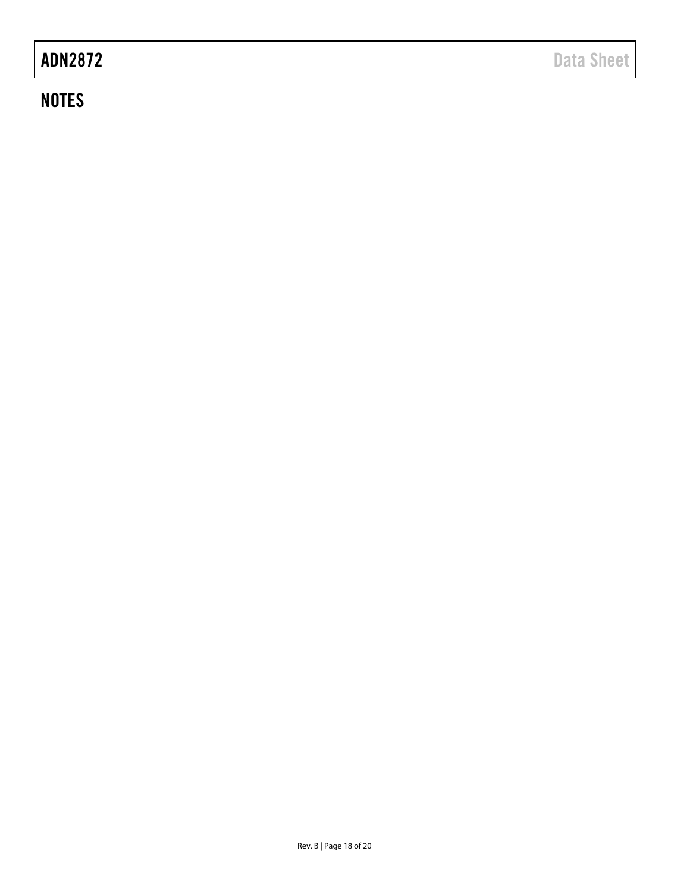# NOTES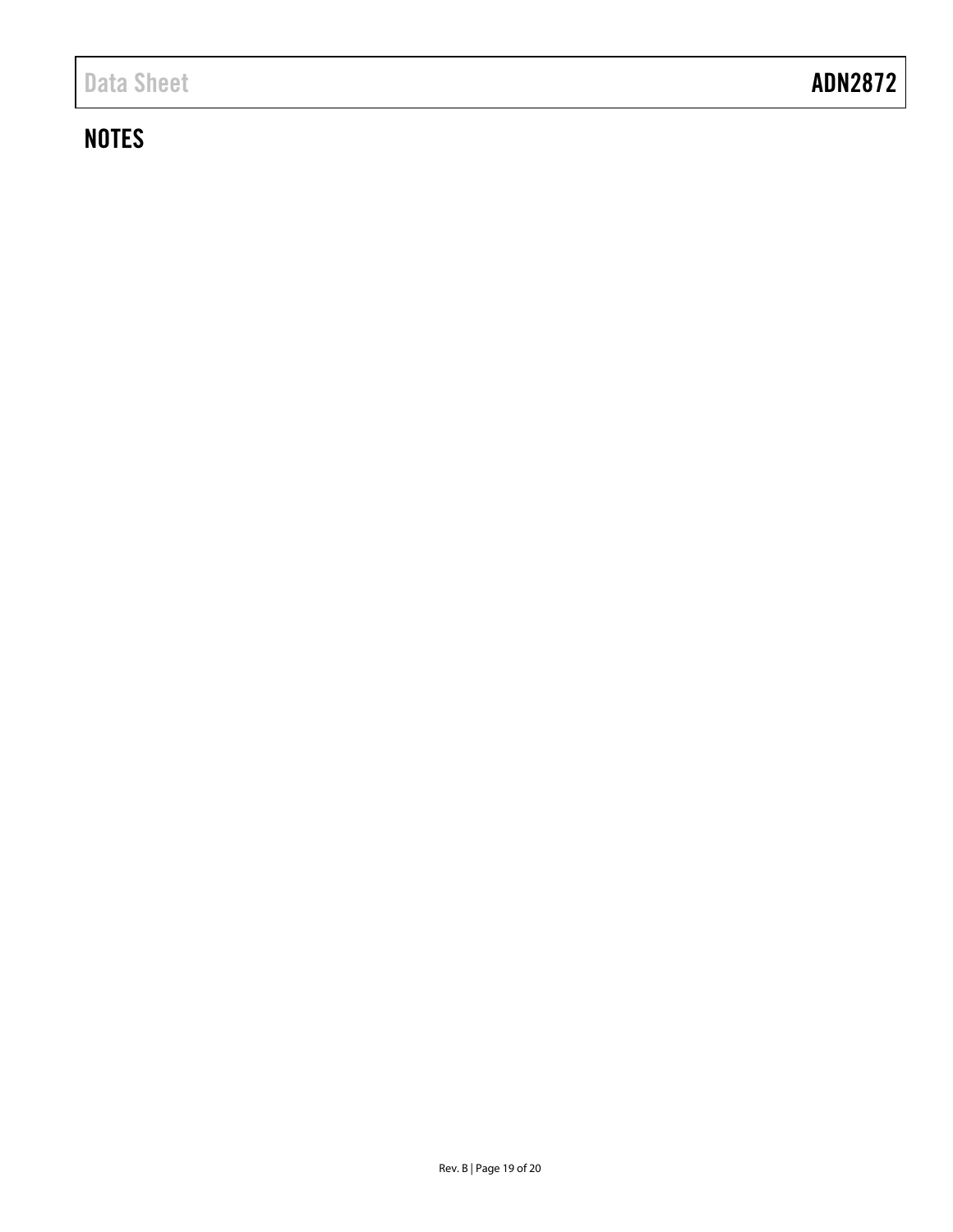## NOTES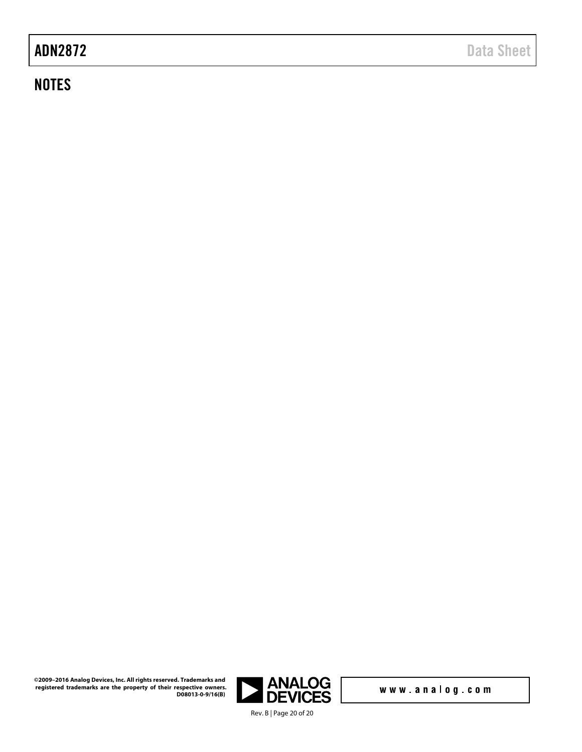## NOTES

©2009–2016 Analog Devices, Inc. All rights reserved. Trademarks and registered trademarks are the property of their respective owners.
D08013-0-9/16(B)

www.analog.com